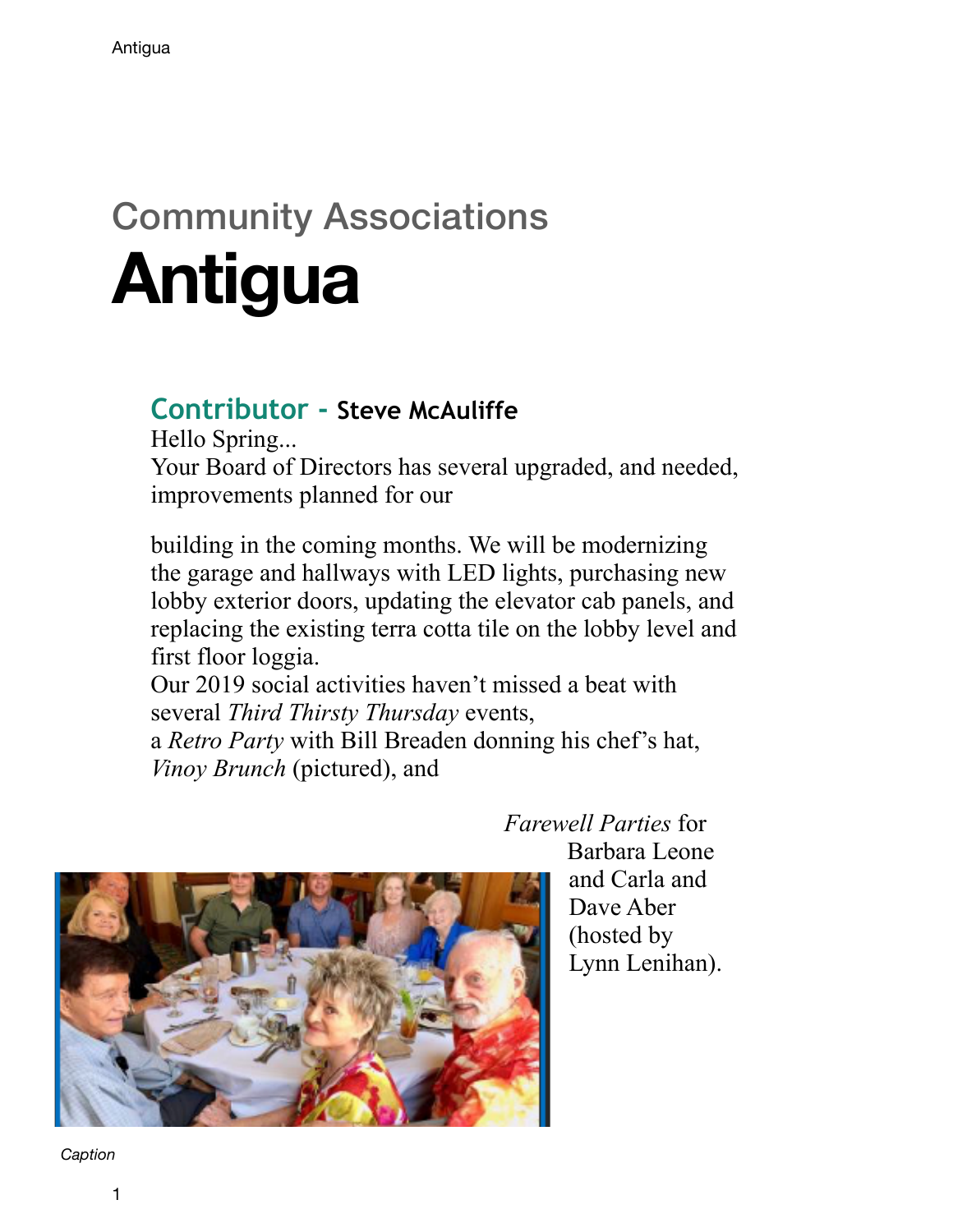Community Associations

# Antigua

## Contributor - **Steve McAuliffe**

Hello Spring...

Your Board of Directors has several upgraded, and needed, improvements planned for our building in the coming months. We will be modernizing the garage and hallways with LED lights, purchasing new lobby exterior doors, updating the elevator cab panels, and replacing the existing terra cotta tile on the lobby level and first floor loggia.

Our 2019 social activities haven't missed a beat with several *Third Thirsty Thursday* events, a *Retro Party* with Bill Breaden donning his chef's hat, *Vinoy Brunch* (pictured), and *Farewell Parties* for Barbara Leone and Carla and Dave Aber (hosted by Lynn Lenihan).

*Caption*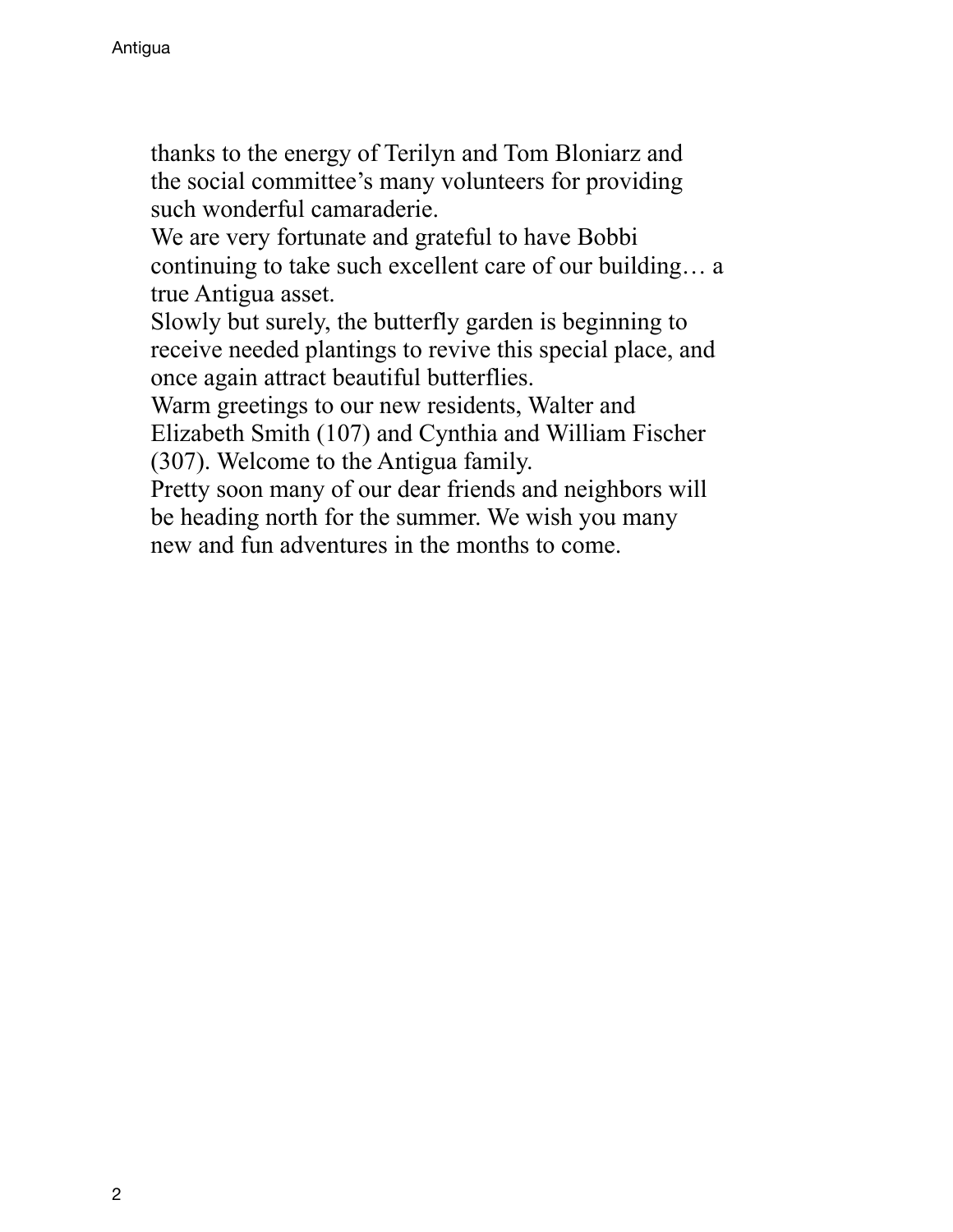thanks to the energy of Terilyn and Tom Bloniarz and the social committee's many volunteers for providing such wonderful camaraderie.

We are very fortunate and grateful to have Bobbi continuing to take such excellent care of our building… a true Antigua asset.

Slowly but surely, the butterfly garden is beginning to receive needed plantings to revive this special place, and once again attract beautiful butterflies.

Warm greetings to our new residents, Walter and Elizabeth Smith (107) and Cynthia and William Fischer (307). Welcome to the Antigua family.

Pretty soon many of our dear friends and neighbors will be heading north for the summer. We wish you many new and fun adventures in the months to come.